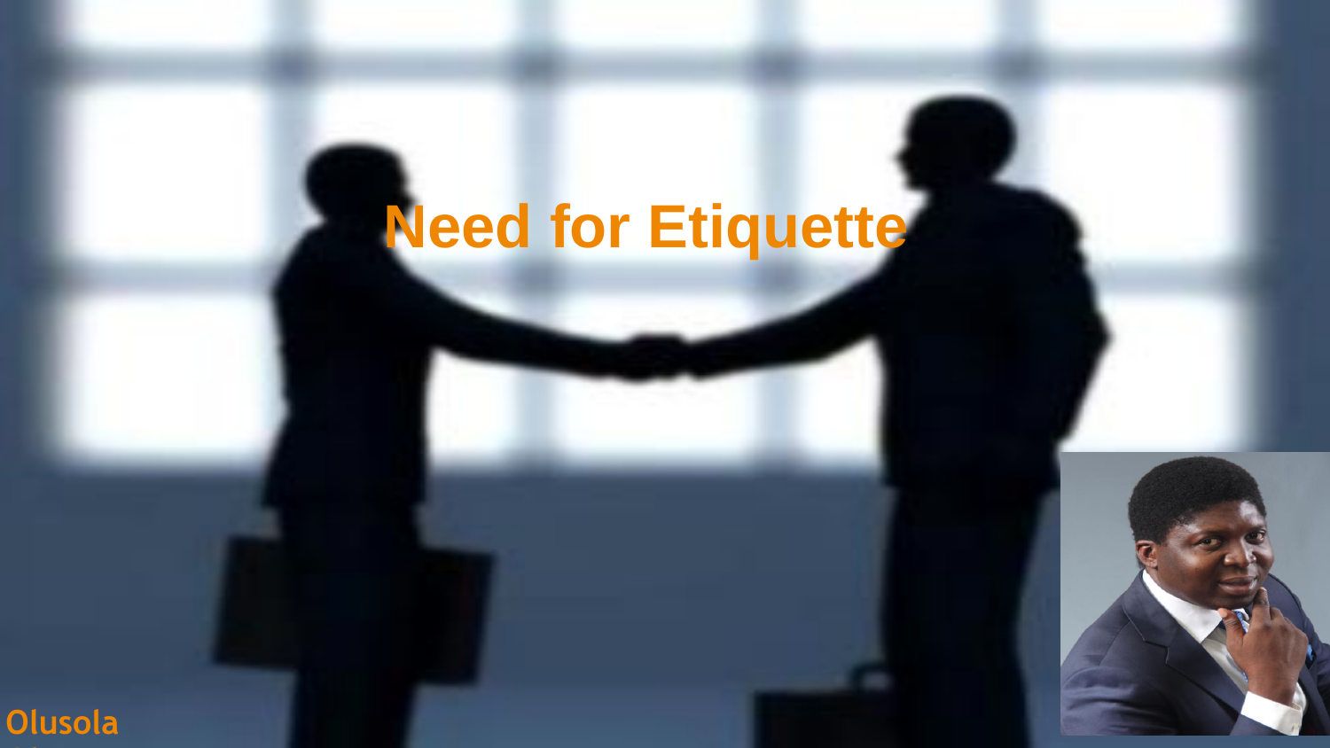# Need for Etiquette

Olusola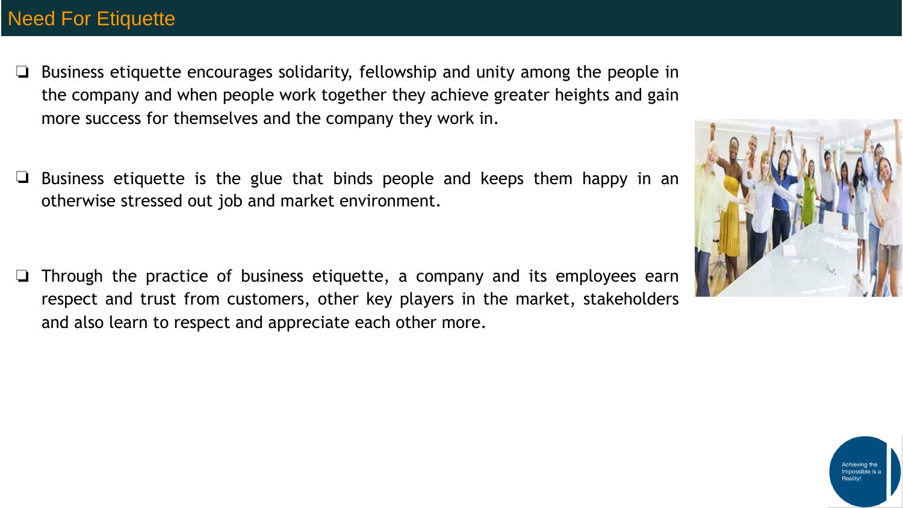# Need For Etiquette

- Business etiquette encourages solidarity, fellowship and unity among the people in the company and when people work together they achieve greater heights and gain more success for themselves and the company they work in.

- Business etiquette is the glue that binds people and keeps them happy in an otherwise stressed out job and market environment.

- Through the practice of business etiquette, a company and its employees earn respect and trust from customers, other key players in the market, stakeholders and also learn to respect and appreciate each other more.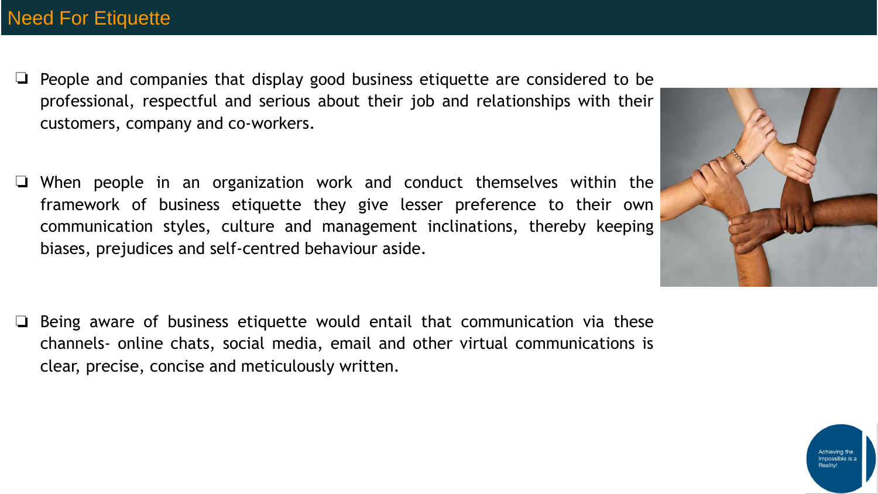# Need For Etiquette

- People and companies that display good business etiquette are considered to be professional, respectful and serious about their job and relationships with their customers, company and co-workers.

- When people in an organization work and conduct themselves within the framework of business etiquette they give lesser preference to their own communication styles, culture and management inclinations, thereby keeping biases, prejudices and self-centred behaviour aside.

- Being aware of business etiquette would entail that communication via these channels- online chats, social media, email and other virtual communications is clear, precise, concise and meticulously written.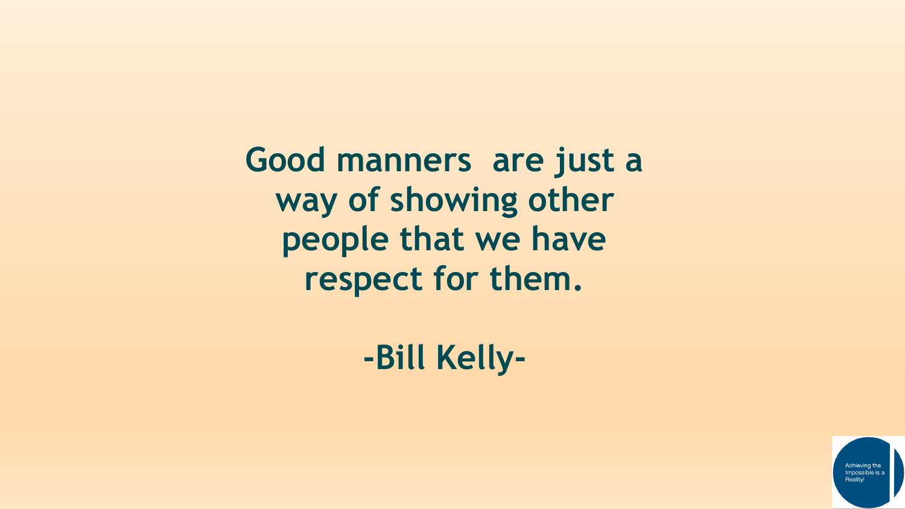**Good manners are just a way of showing other people that we have respect for them.**

**-Bill Kelly-**

Achieving the Impossible is a Reality!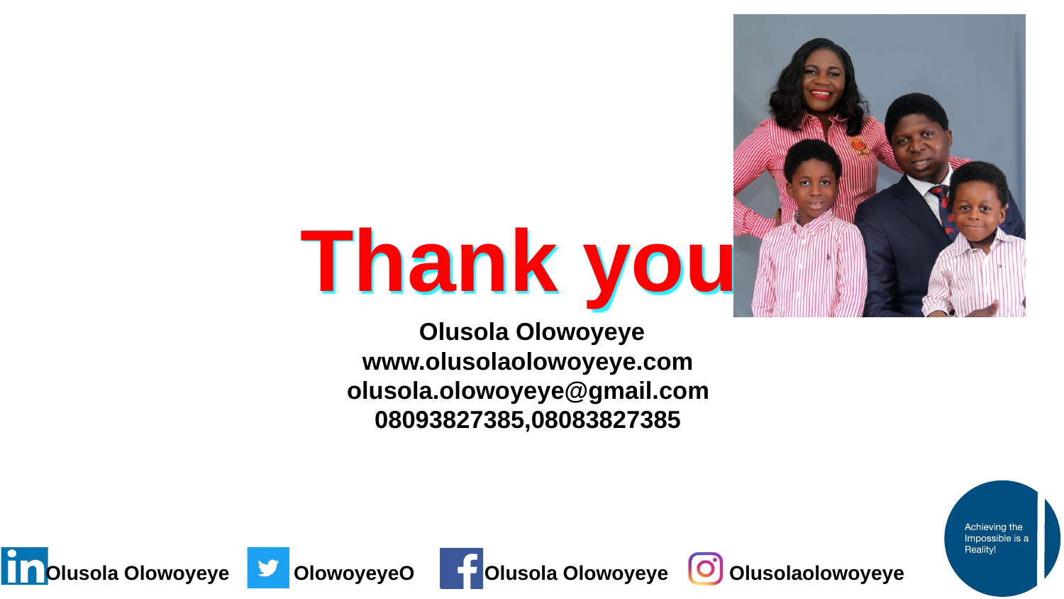# Thank you

**Olusola Olowoyeye**
**www.olusolaolowoyeye.com**
**olusola.olowoyeye@gmail.com**
**08093827385,08083827385**

**Olusola Olowoyeye** **OlowoyeyeO** **Olusola Olowoyeye** **Olusolaolowoyeye**

Achieving the Impossible is a Reality!